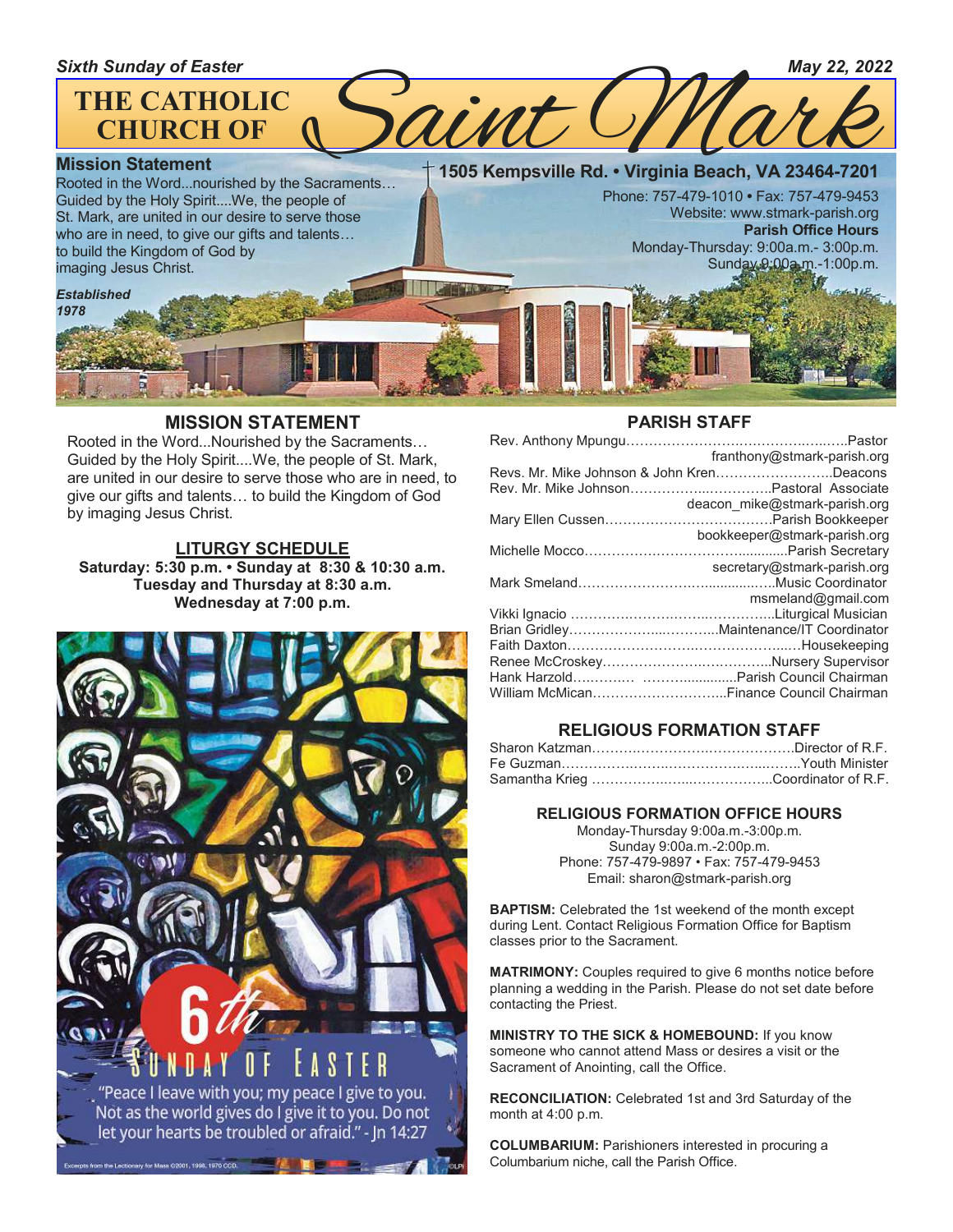*Sixth Sunday of Easter* *May 22, 2022*

# THE CATHOLIC CHURCH OF Saint Mark

**Mission Statement**
Rooted in the Word...nourished by the Sacraments… Guided by the Holy Spirit....We, the people of St. Mark, are united in our desire to serve those who are in need, to give our gifts and talents… to build the Kingdom of God by imaging Jesus Christ.

***Established 1978***

**1505 Kempsville Rd. • Virginia Beach, VA 23464-7201**

Phone: 757-479-1010 • Fax: 757-479-9453
Website: www.stmark-parish.org

**Parish Office Hours**
Monday-Thursday: 9:00a.m.- 3:00p.m.
Sunday 9:00a.m.-1:00p.m.

## MISSION STATEMENT

Rooted in the Word...Nourished by the Sacraments… Guided by the Holy Spirit....We, the people of St. Mark, are united in our desire to serve those who are in need, to give our gifts and talents… to build the Kingdom of God by imaging Jesus Christ.

## LITURGY SCHEDULE

**Saturday: 5:30 p.m. • Sunday at 8:30 & 10:30 a.m.**
**Tuesday and Thursday at 8:30 a.m.**
**Wednesday at 7:00 p.m.**

6th SUNDAY OF EASTER

"Peace I leave with you; my peace I give to you. Not as the world gives do I give it to you. Do not let your hearts be troubled or afraid." - Jn 14:27

Excerpts from the Lectionary for Mass ©2001, 1998, 1970 CCD.

## PARISH STAFF

Rev. Anthony Mpungu……………………………………Pastor
franthony@stmark-parish.org
Revs. Mr. Mike Johnson & John Kren……………………Deacons
Rev. Mr. Mike Johnson……………………Pastoral Associate
deacon_mike@stmark-parish.org
Mary Ellen Cussen………………………………Parish Bookkeeper
bookkeeper@stmark-parish.org
Michelle Mocco……………………………………Parish Secretary
secretary@stmark-parish.org
Mark Smeland……………………………………Music Coordinator
msmeland@gmail.com
Vikki Ignacio ……………………………………Liturgical Musician
Brian Gridley……………………………Maintenance/IT Coordinator
Faith Daxton……………………………………………Housekeeping
Renee McCroskey……………………………………Nursery Supervisor
Hank Harzold…………………………………Parish Council Chairman
William McMican……………………………Finance Council Chairman

## RELIGIOUS FORMATION STAFF

Sharon Katzman…………………………………………Director of R.F.
Fe Guzman………………………………………………Youth Minister
Samantha Krieg ……………………………………Coordinator of R.F.

## RELIGIOUS FORMATION OFFICE HOURS

Monday-Thursday 9:00a.m.-3:00p.m.
Sunday 9:00a.m.-2:00p.m.
Phone: 757-479-9897 • Fax: 757-479-9453
Email: sharon@stmark-parish.org

**BAPTISM:** Celebrated the 1st weekend of the month except during Lent. Contact Religious Formation Office for Baptism classes prior to the Sacrament.

**MATRIMONY:** Couples required to give 6 months notice before planning a wedding in the Parish. Please do not set date before contacting the Priest.

**MINISTRY TO THE SICK & HOMEBOUND:** If you know someone who cannot attend Mass or desires a visit or the Sacrament of Anointing, call the Office.

**RECONCILIATION:** Celebrated 1st and 3rd Saturday of the month at 4:00 p.m.

**COLUMBARIUM:** Parishioners interested in procuring a Columbarium niche, call the Parish Office.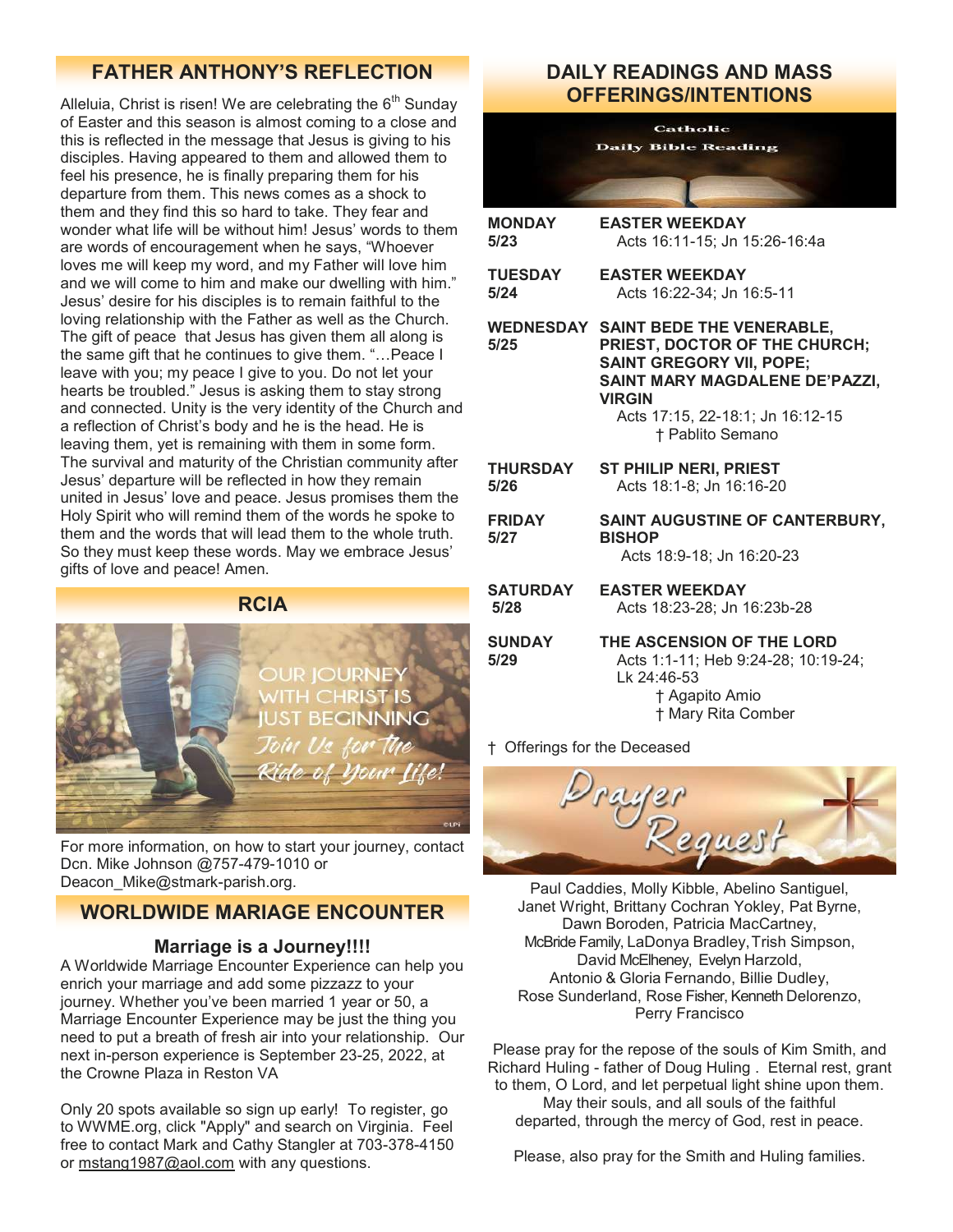## FATHER ANTHONY'S REFLECTION

Alleluia, Christ is risen! We are celebrating the 6th Sunday of Easter and this season is almost coming to a close and this is reflected in the message that Jesus is giving to his disciples. Having appeared to them and allowed them to feel his presence, he is finally preparing them for his departure from them. This news comes as a shock to them and they find this so hard to take. They fear and wonder what life will be without him! Jesus' words to them are words of encouragement when he says, "Whoever loves me will keep my word, and my Father will love him and we will come to him and make our dwelling with him." Jesus' desire for his disciples is to remain faithful to the loving relationship with the Father as well as the Church. The gift of peace that Jesus has given them all along is the same gift that he continues to give them. "…Peace I leave with you; my peace I give to you. Do not let your hearts be troubled." Jesus is asking them to stay strong and connected. Unity is the very identity of the Church and a reflection of Christ's body and he is the head. He is leaving them, yet is remaining with them in some form. The survival and maturity of the Christian community after Jesus' departure will be reflected in how they remain united in Jesus' love and peace. Jesus promises them the Holy Spirit who will remind them of the words he spoke to them and the words that will lead them to the whole truth. So they must keep these words. May we embrace Jesus' gifts of love and peace! Amen.

## RCIA

OUR JOURNEY WITH CHRIST IS JUST BEGINNING

*Join Us for The Ride of Your Life!*

For more information, on how to start your journey, contact Dcn. Mike Johnson @757-479-1010 or Deacon_Mike@stmark-parish.org.

## WORLDWIDE MARIAGE ENCOUNTER

### Marriage is a Journey!!!!

A Worldwide Marriage Encounter Experience can help you enrich your marriage and add some pizzazz to your journey. Whether you've been married 1 year or 50, a Marriage Encounter Experience may be just the thing you need to put a breath of fresh air into your relationship. Our next in-person experience is September 23-25, 2022, at the Crowne Plaza in Reston VA

Only 20 spots available so sign up early! To register, go to WWME.org, click "Apply" and search on Virginia. Feel free to contact Mark and Cathy Stangler at 703-378-4150 or mstang1987@aol.com with any questions.

## DAILY READINGS AND MASS OFFERINGS/INTENTIONS

Catholic Daily Bible Reading

**MONDAY 5/23** — **EASTER WEEKDAY**
Acts 16:11-15; Jn 15:26-16:4a

**TUESDAY 5/24** — **EASTER WEEKDAY**
Acts 16:22-34; Jn 16:5-11

**WEDNESDAY 5/25** — **SAINT BEDE THE VENERABLE, PRIEST, DOCTOR OF THE CHURCH; SAINT GREGORY VII, POPE; SAINT MARY MAGDALENE DE'PAZZI, VIRGIN**
Acts 17:15, 22-18:1; Jn 16:12-15
† Pablito Semano

**THURSDAY 5/26** — **ST PHILIP NERI, PRIEST**
Acts 18:1-8; Jn 16:16-20

**FRIDAY 5/27** — **SAINT AUGUSTINE OF CANTERBURY, BISHOP**
Acts 18:9-18; Jn 16:20-23

**SATURDAY 5/28** — **EASTER WEEKDAY**
Acts 18:23-28; Jn 16:23b-28

**SUNDAY 5/29** — **THE ASCENSION OF THE LORD**
Acts 1:1-11; Heb 9:24-28; 10:19-24; Lk 24:46-53
† Agapito Amio
† Mary Rita Comber

† Offerings for the Deceased

## Prayer Request

Paul Caddies, Molly Kibble, Abelino Santiguel, Janet Wright, Brittany Cochran Yokley, Pat Byrne, Dawn Boroden, Patricia MacCartney, McBride Family, LaDonya Bradley, Trish Simpson, David McElheney, Evelyn Harzold, Antonio & Gloria Fernando, Billie Dudley, Rose Sunderland, Rose Fisher, Kenneth Delorenzo, Perry Francisco

Please pray for the repose of the souls of Kim Smith, and Richard Huling - father of Doug Huling . Eternal rest, grant to them, O Lord, and let perpetual light shine upon them. May their souls, and all souls of the faithful departed, through the mercy of God, rest in peace.

Please, also pray for the Smith and Huling families.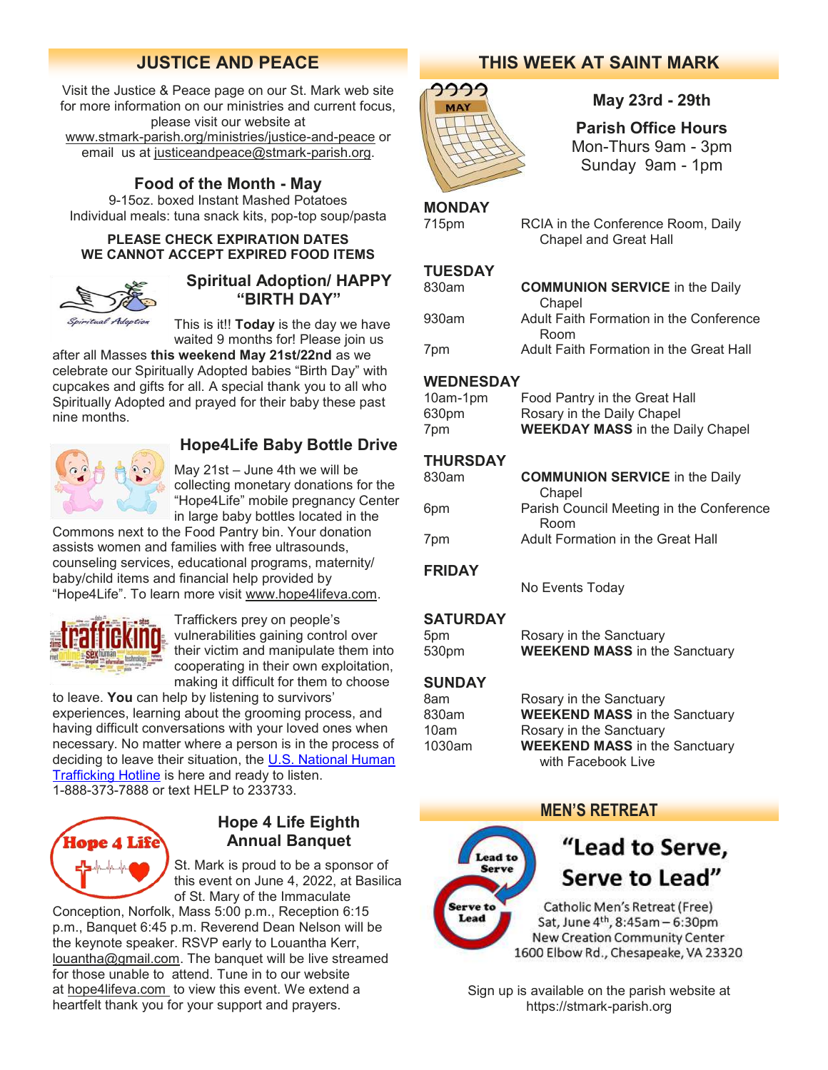## JUSTICE AND PEACE

Visit the Justice & Peace page on our St. Mark web site for more information on our ministries and current focus, please visit our website at www.stmark-parish.org/ministries/justice-and-peace or email us at justiceandpeace@stmark-parish.org.

### Food of the Month - May

9-15oz. boxed Instant Mashed Potatoes
Individual meals: tuna snack kits, pop-top soup/pasta

**PLEASE CHECK EXPIRATION DATES**
**WE CANNOT ACCEPT EXPIRED FOOD ITEMS**

### Spiritual Adoption/ HAPPY "BIRTH DAY"

This is it!! **Today** is the day we have waited 9 months for! Please join us after all Masses **this weekend May 21st/22nd** as we celebrate our Spiritually Adopted babies "Birth Day" with cupcakes and gifts for all. A special thank you to all who Spiritually Adopted and prayed for their baby these past nine months.

### Hope4Life Baby Bottle Drive

May 21st – June 4th we will be collecting monetary donations for the "Hope4Life" mobile pregnancy Center in large baby bottles located in the Commons next to the Food Pantry bin. Your donation assists women and families with free ultrasounds, counseling services, educational programs, maternity/ baby/child items and financial help provided by "Hope4Life". To learn more visit www.hope4lifeva.com.

Traffickers prey on people's vulnerabilities gaining control over their victim and manipulate them into cooperating in their own exploitation, making it difficult for them to choose to leave. **You** can help by listening to survivors' experiences, learning about the grooming process, and having difficult conversations with your loved ones when necessary. No matter where a person is in the process of deciding to leave their situation, the U.S. National Human Trafficking Hotline is here and ready to listen. 1-888-373-7888 or text HELP to 233733.

### Hope 4 Life Eighth Annual Banquet

St. Mark is proud to be a sponsor of this event on June 4, 2022, at Basilica of St. Mary of the Immaculate Conception, Norfolk, Mass 5:00 p.m., Reception 6:15 p.m., Banquet 6:45 p.m. Reverend Dean Nelson will be the keynote speaker. RSVP early to Louantha Kerr, louantha@gmail.com. The banquet will be live streamed for those unable to attend. Tune in to our website at hope4lifeva.com to view this event. We extend a heartfelt thank you for your support and prayers.

## THIS WEEK AT SAINT MARK

**May 23rd - 29th**

**Parish Office Hours**
Mon-Thurs 9am - 3pm
Sunday 9am - 1pm

**MONDAY**

| | |
|---|---|
| 715pm | RCIA in the Conference Room, Daily Chapel and Great Hall |

**TUESDAY**

| | |
|---|---|
| 830am | **COMMUNION SERVICE** in the Daily Chapel |
| 930am | Adult Faith Formation in the Conference Room |
| 7pm | Adult Faith Formation in the Great Hall |

**WEDNESDAY**

| | |
|---|---|
| 10am-1pm | Food Pantry in the Great Hall |
| 630pm | Rosary in the Daily Chapel |
| 7pm | **WEEKDAY MASS** in the Daily Chapel |

**THURSDAY**

| | |
|---|---|
| 830am | **COMMUNION SERVICE** in the Daily Chapel |
| 6pm | Parish Council Meeting in the Conference Room |
| 7pm | Adult Formation in the Great Hall |

**FRIDAY**

No Events Today

**SATURDAY**

| | |
|---|---|
| 5pm | Rosary in the Sanctuary |
| 530pm | **WEEKEND MASS** in the Sanctuary |

**SUNDAY**

| | |
|---|---|
| 8am | Rosary in the Sanctuary |
| 830am | **WEEKEND MASS** in the Sanctuary |
| 10am | Rosary in the Sanctuary |
| 1030am | **WEEKEND MASS** in the Sanctuary with Facebook Live |

## MEN'S RETREAT

**"Lead to Serve, Serve to Lead"**

Catholic Men's Retreat (Free)
Sat, June 4th, 8:45am – 6:30pm
New Creation Community Center
1600 Elbow Rd., Chesapeake, VA 23320

Sign up is available on the parish website at https://stmark-parish.org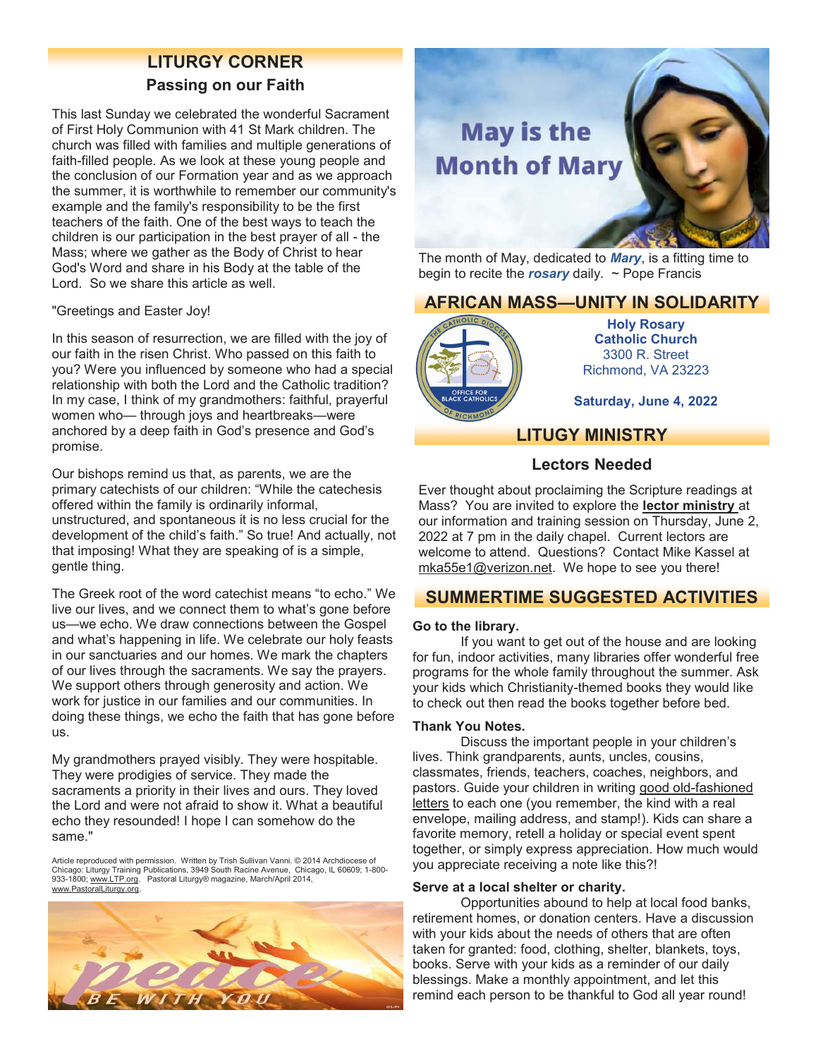## LITURGY CORNER

### Passing on our Faith

This last Sunday we celebrated the wonderful Sacrament of First Holy Communion with 41 St Mark children. The church was filled with families and multiple generations of faith-filled people. As we look at these young people and the conclusion of our Formation year and as we approach the summer, it is worthwhile to remember our community's example and the family's responsibility to be the first teachers of the faith. One of the best ways to teach the children is our participation in the best prayer of all - the Mass; where we gather as the Body of Christ to hear God's Word and share in his Body at the table of the Lord. So we share this article as well.

"Greetings and Easter Joy!

In this season of resurrection, we are filled with the joy of our faith in the risen Christ. Who passed on this faith to you? Were you influenced by someone who had a special relationship with both the Lord and the Catholic tradition? In my case, I think of my grandmothers: faithful, prayerful women who— through joys and heartbreaks—were anchored by a deep faith in God's presence and God's promise.

Our bishops remind us that, as parents, we are the primary catechists of our children: "While the catechesis offered within the family is ordinarily informal, unstructured, and spontaneous it is no less crucial for the development of the child's faith." So true! And actually, not that imposing! What they are speaking of is a simple, gentle thing.

The Greek root of the word catechist means "to echo." We live our lives, and we connect them to what's gone before us—we echo. We draw connections between the Gospel and what's happening in life. We celebrate our holy feasts in our sanctuaries and our homes. We mark the chapters of our lives through the sacraments. We say the prayers. We support others through generosity and action. We work for justice in our families and our communities. In doing these things, we echo the faith that has gone before us.

My grandmothers prayed visibly. They were hospitable. They were prodigies of service. They made the sacraments a priority in their lives and ours. They loved the Lord and were not afraid to show it. What a beautiful echo they resounded! I hope I can somehow do the same."

Article reproduced with permission. Written by Trish Sullivan Vanni. © 2014 Archdiocese of Chicago: Liturgy Training Publications, 3949 South Racine Avenue, Chicago, IL 60609; 1-800-933-1800; www.LTP.org. Pastoral Liturgy® magazine, March/April 2014, www.PastoralLiturgy.org.

PEACE BE WITH YOU

May is the Month of Mary

The month of May, dedicated to ***Mary***, is a fitting time to begin to recite the ***rosary*** daily. ~ Pope Francis

## AFRICAN MASS—UNITY IN SOLIDARITY

THE CATHOLIC DIOCESE OF RICHMOND — OFFICE FOR BLACK CATHOLICS

**Holy Rosary Catholic Church**
3300 R. Street
Richmond, VA 23223

**Saturday, June 4, 2022**

## LITUGY MINISTRY

### Lectors Needed

Ever thought about proclaiming the Scripture readings at Mass? You are invited to explore the **lector ministry** at our information and training session on Thursday, June 2, 2022 at 7 pm in the daily chapel. Current lectors are welcome to attend. Questions? Contact Mike Kassel at mka55e1@verizon.net. We hope to see you there!

## SUMMERTIME SUGGESTED ACTIVITIES

**Go to the library.**

If you want to get out of the house and are looking for fun, indoor activities, many libraries offer wonderful free programs for the whole family throughout the summer. Ask your kids which Christianity-themed books they would like to check out then read the books together before bed.

**Thank You Notes.**

Discuss the important people in your children's lives. Think grandparents, aunts, uncles, cousins, classmates, friends, teachers, coaches, neighbors, and pastors. Guide your children in writing good old-fashioned letters to each one (you remember, the kind with a real envelope, mailing address, and stamp!). Kids can share a favorite memory, retell a holiday or special event spent together, or simply express appreciation. How much would you appreciate receiving a note like this?!

**Serve at a local shelter or charity.**

Opportunities abound to help at local food banks, retirement homes, or donation centers. Have a discussion with your kids about the needs of others that are often taken for granted: food, clothing, shelter, blankets, toys, books. Serve with your kids as a reminder of our daily blessings. Make a monthly appointment, and let this remind each person to be thankful to God all year round!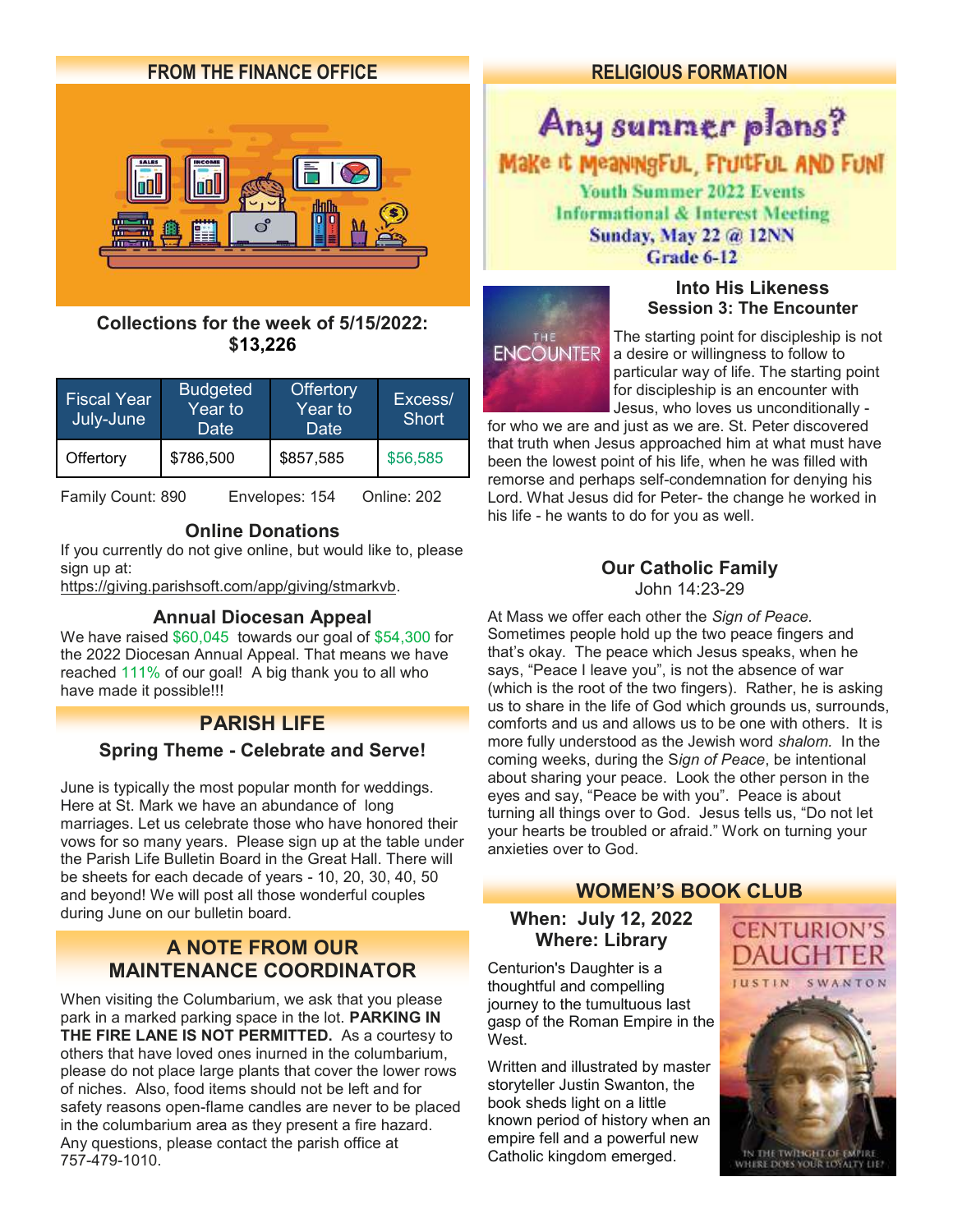## FROM THE FINANCE OFFICE

**Collections for the week of 5/15/2022: $13,226**

| Fiscal Year July-June | Budgeted Year to Date | Offertory Year to Date | Excess/ Short |
|---|---|---|---|
| Offertory | $786,500 | $857,585 | $56,585 |

Family Count: 890 Envelopes: 154 Online: 202

### Online Donations

If you currently do not give online, but would like to, please sign up at:
https://giving.parishsoft.com/app/giving/stmarkvb.

### Annual Diocesan Appeal

We have raised $60,045 towards our goal of $54,300 for the 2022 Diocesan Annual Appeal. That means we have reached 111% of our goal! A big thank you to all who have made it possible!!!

## PARISH LIFE

### Spring Theme - Celebrate and Serve!

June is typically the most popular month for weddings. Here at St. Mark we have an abundance of long marriages. Let us celebrate those who have honored their vows for so many years. Please sign up at the table under the Parish Life Bulletin Board in the Great Hall. There will be sheets for each decade of years - 10, 20, 30, 40, 50 and beyond! We will post all those wonderful couples during June on our bulletin board.

## A NOTE FROM OUR MAINTENANCE COORDINATOR

When visiting the Columbarium, we ask that you please park in a marked parking space in the lot. **PARKING IN THE FIRE LANE IS NOT PERMITTED.** As a courtesy to others that have loved ones inurned in the columbarium, please do not place large plants that cover the lower rows of niches. Also, food items should not be left and for safety reasons open-flame candles are never to be placed in the columbarium area as they present a fire hazard. Any questions, please contact the parish office at 757-479-1010.

## RELIGIOUS FORMATION

**Any summer plans?**

**Make it Meaningful, Fruitful and Fun!**

**Youth Summer 2022 Events**
**Informational & Interest Meeting**
**Sunday, May 22 @ 12NN**
**Grade 6-12**

### Into His Likeness
### Session 3: The Encounter

The starting point for discipleship is not a desire or willingness to follow to particular way of life. The starting point for discipleship is an encounter with Jesus, who loves us unconditionally - for who we are and just as we are. St. Peter discovered that truth when Jesus approached him at what must have been the lowest point of his life, when he was filled with remorse and perhaps self-condemnation for denying his Lord. What Jesus did for Peter- the change he worked in his life - he wants to do for you as well.

### Our Catholic Family

John 14:23-29

At Mass we offer each other the *Sign of Peace.* Sometimes people hold up the two peace fingers and that's okay. The peace which Jesus speaks, when he says, "Peace I leave you", is not the absence of war (which is the root of the two fingers). Rather, he is asking us to share in the life of God which grounds us, surrounds, comforts and us and allows us to be one with others. It is more fully understood as the Jewish word *shalom.* In the coming weeks, during the S*ign of Peace*, be intentional about sharing your peace. Look the other person in the eyes and say, "Peace be with you". Peace is about turning all things over to God. Jesus tells us, "Do not let your hearts be troubled or afraid." Work on turning your anxieties over to God.

## WOMEN'S BOOK CLUB

**When: July 12, 2022**
**Where: Library**

Centurion's Daughter is a thoughtful and compelling journey to the tumultuous last gasp of the Roman Empire in the West.

Written and illustrated by master storyteller Justin Swanton, the book sheds light on a little known period of history when an empire fell and a powerful new Catholic kingdom emerged.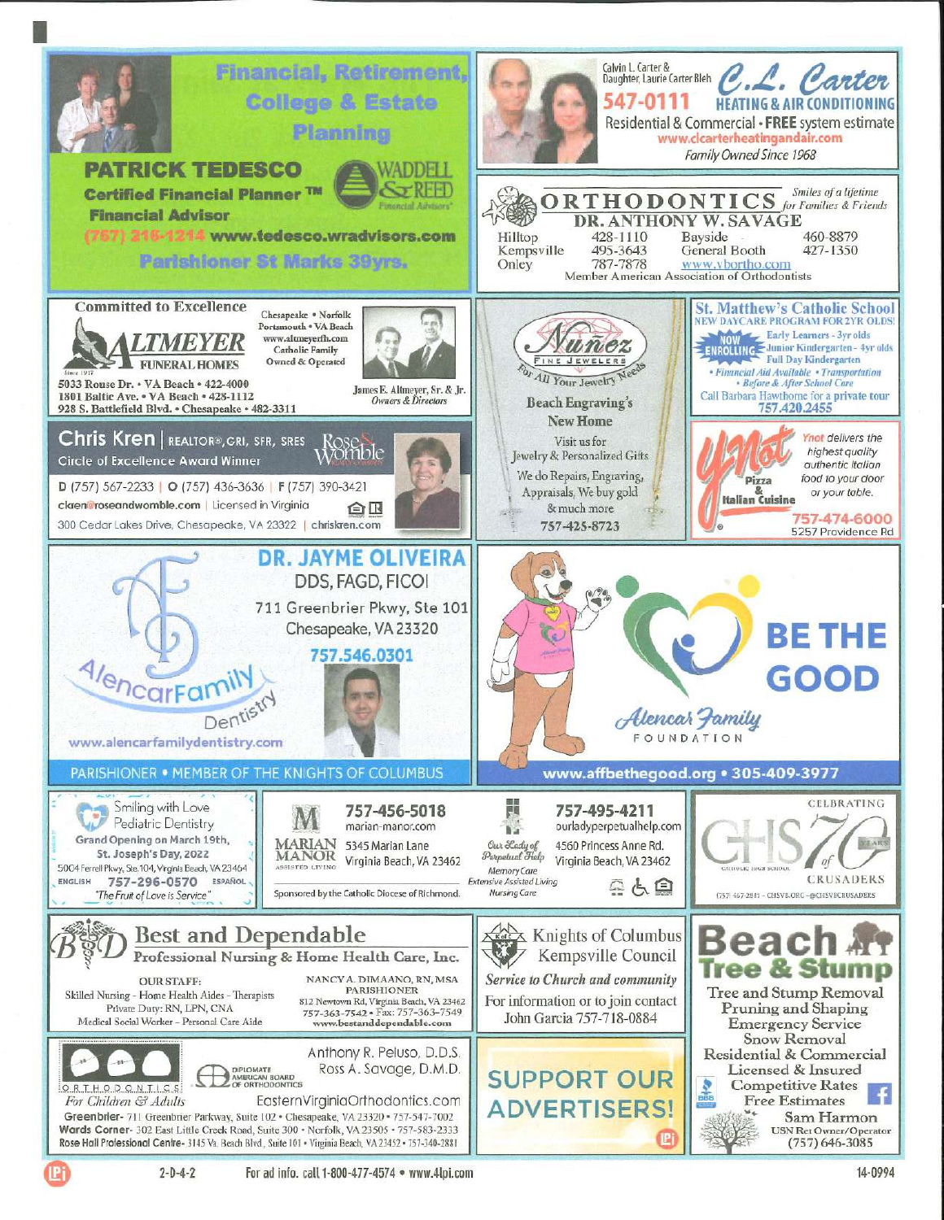## Financial, Retirement, College & Estate Planning

**PATRICK TEDESCO**
**Certified Financial Planner ™**
**Financial Advisor**

WADDELL & REED Financial Advisors

(757) 216-1214 www.tedesco.wradvisors.com

Parishioner St Marks 39yrs.

---

Calvin L. Carter & Daughter, Laurie Carter Bleh

## C.L. Carter

**547-0111** HEATING & AIR CONDITIONING

Residential & Commercial • **FREE** system estimate

www.clcarterheatingandair.com

*Family Owned Since 1968*

---

## ORTHODONTICS

*Smiles of a lifetime for Families & Friends*

**DR. ANTHONY W. SAVAGE**

| | | | |
|---|---|---|---|
| Hilltop | 428-1110 | Bayside | 460-8879 |
| Kempsville | 495-3643 | General Booth | 427-1350 |
| Onley | 787-7878 | www.vbortho.com | |

Member American Association of Orthodontists

---

Committed to Excellence

## ALTMEYER FUNERAL HOMES

Since 1917

Chesapeake • Norfolk Portsmouth • VA Beach
www.altmeyerfh.com
Catholic Family Owned & Operated

5033 Rouse Dr. • VA Beach • 422-4000
1801 Baltic Ave. • VA Beach • 428-1112
928 S. Battlefield Blvd. • Chesapeake • 482-3311

James E. Altmeyer, Sr. & Jr. *Owners & Directors*

---

## Nuñez

FINE JEWELERS

*For All Your Jewelry Needs*

**Beach Engraving's New Home**

Visit us for Jewelry & Personalized Gifts

We do Repairs, Engraving, Appraisals, We buy gold & much more

**757-425-8723**

---

## St. Matthew's Catholic School

**NEW DAYCARE PROGRAM FOR 2YR OLDS!**

NOW ENROLLING

- Early Learners - 3yr olds
- Junior Kindergarten - 4yr olds
- Full Day Kindergarten

*• Financial Aid Available • Transportation • Before & After School Care*

Call Barbara Hawthorne for a **private tour**

**757.420.2455**

---

## Chris Kren | REALTOR®, GRI, SFR, SRES

Rose & Womble

Circle of Excellence Award Winner

D (757) 567-2233 | O (757) 436-3636 | F (757) 390-3421

ckren@roseandwomble.com | Licensed in Virginia

300 Cedar Lakes Drive, Chesapeake, VA 23322 | chriskren.com

---

## Ynot

Pizza & Italian Cuisine

*Ynot delivers the highest quality authentic Italian food to your door or your table.*

**757-474-6000**

5257 Providence Rd

---

## DR. JAYME OLIVEIRA

DDS, FAGD, FICOI

711 Greenbrier Pkwy, Ste 101
Chesapeake, VA 23320

**757.546.0301**

Alencar Family Dentistry

www.alencarfamilydentistry.com

PARISHIONER • MEMBER OF THE KNIGHTS OF COLUMBUS

---

## BE THE GOOD

Alencar Family FOUNDATION

www.afbethegood.org • 305-409-3977

---

Smiling with Love Pediatric Dentistry

**Grand Opening on March 19th, St. Joseph's Day, 2022**

5004 Ferrell Pkwy, Ste.104, Virginia Beach, VA 23464

ENGLISH **757-296-0570** ESPAÑOL

*"The Fruit of Love is Service"*

---

**MARIAN MANOR** ASSISTED LIVING

**757-456-5018**
marian-manor.com
5345 Marian Lane
Virginia Beach, VA 23462

*Our Lady of Perpetual Help* — Memory Care, Extensive Assisted Living, Nursing Care

**757-495-4211**
ourladyperpetualhelp.com
4560 Princess Anne Rd.
Virginia Beach, VA 23462

Sponsored by the Catholic Diocese of Richmond.

---

CELEBRATING CHS 70 YEARS of CRUSADERS

CATHOLIC HIGH SCHOOL

(757) 467-2881 • CHSVB.ORG • @CHSVBCRUSADERS

---

## Best and Dependable

**Professional Nursing & Home Health Care, Inc.**

OUR STAFF:
Skilled Nursing - Home Health Aides - Therapists
Private Duty: RN, LPN, CNA
Medical Social Worker - Personal Care Aide

NANCY A. DIMAANO, RN, MSA
PARISHIONER
812 Newtown Rd, Virginia Beach, VA 23462
757-363-7542 • Fax: 757-363-7549
www.bestanddependable.com

---

## Knights of Columbus Kempsville Council

*Service to Church and community*

For information or to join contact John Garcia 757-718-0884

---

## Beach Tree & Stump

Tree and Stump Removal
Pruning and Shaping
Emergency Service
Snow Removal
Residential & Commercial
Licensed & Insured
Competitive Rates
Free Estimates

Sam Harmon
USN Ret Owner/Operator
(757) 646-3085

---

ORTHODONTICS *For Children & Adults*

DIPLOMATE AMERICAN BOARD OF ORTHODONTICS

Anthony R. Peluso, D.D.S.
Ross A. Savage, D.M.D.

EasternVirginiaOrthodontics.com

**Greenbrier**- 711 Greenbrier Parkway, Suite 102 • Chesapeake, VA 23320 • 757-547-7002
**Wards Corner**- 302 East Little Creek Road, Suite 300 • Norfolk, VA 23505 • 757-583-2333
**Rose Hall Professional Centre**- 3145 Va. Beach Blvd., Suite 101 • Virginia Beach, VA 23452 • 757-340-2881

---

## SUPPORT OUR ADVERTISERS!

---

2-D-4-2 For ad info. call 1-800-477-4574 • www.4lpi.com 14-0994